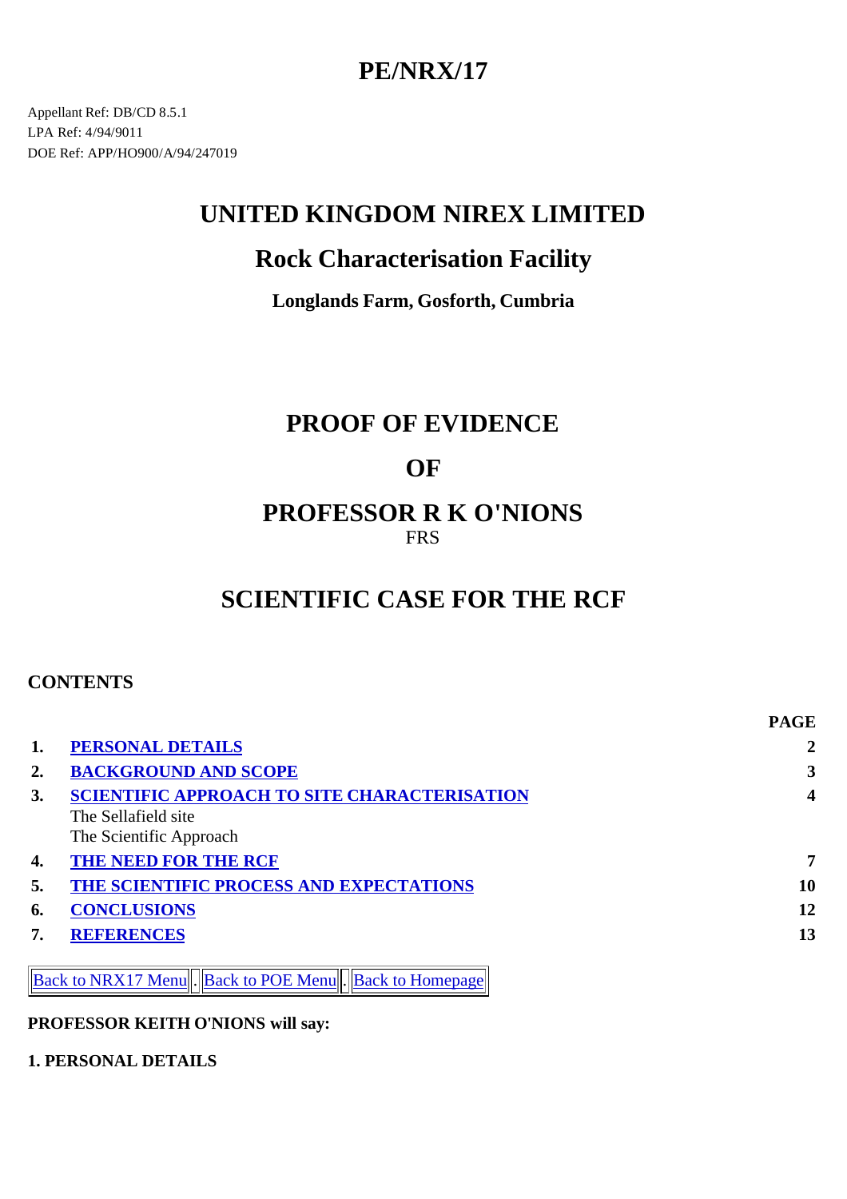# PE/NRX/17

Appellant Ref: DB/CD 8.5.1
LPA Ref: 4/94/9011
DOE Ref: APP/HO900/A/94/247019

## UNITED KINGDOM NIREX LIMITED

## Rock Characterisation Facility

**Longlands Farm, Gosforth, Cumbria**

## PROOF OF EVIDENCE

## OF

## PROFESSOR R K O'NIONS

FRS

## SCIENTIFIC CASE FOR THE RCF

### CONTENTS

| | | PAGE |
|---|---|---|
| **1.** | **PERSONAL DETAILS** | **2** |
| **2.** | **BACKGROUND AND SCOPE** | **3** |
| **3.** | **SCIENTIFIC APPROACH TO SITE CHARACTERISATION** | **4** |
| | The Sellafield site | |
| | The Scientific Approach | |
| **4.** | **THE NEED FOR THE RCF** | **7** |
| **5.** | **THE SCIENTIFIC PROCESS AND EXPECTATIONS** | **10** |
| **6.** | **CONCLUSIONS** | **12** |
| **7.** | **REFERENCES** | **13** |

Back to NRX17 Menu . Back to POE Menu . Back to Homepage

**PROFESSOR KEITH O'NIONS will say:**

**1. PERSONAL DETAILS**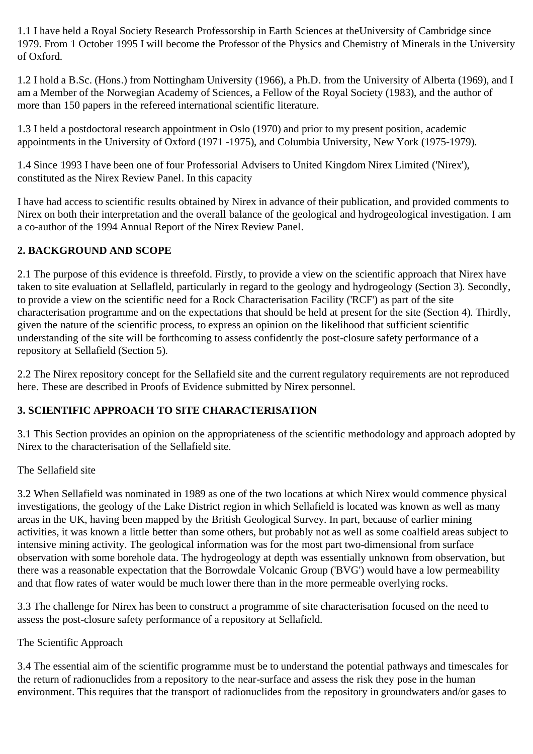1.1 I have held a Royal Society Research Professorship in Earth Sciences at theUniversity of Cambridge since 1979. From 1 October 1995 I will become the Professor of the Physics and Chemistry of Minerals in the University of Oxford.

1.2 I hold a B.Sc. (Hons.) from Nottingham University (1966), a Ph.D. from the University of Alberta (1969), and I am a Member of the Norwegian Academy of Sciences, a Fellow of the Royal Society (1983), and the author of more than 150 papers in the refereed international scientific literature.

1.3 I held a postdoctoral research appointment in Oslo (1970) and prior to my present position, academic appointments in the University of Oxford (1971 -1975), and Columbia University, New York (1975-1979).

1.4 Since 1993 I have been one of four Professorial Advisers to United Kingdom Nirex Limited ('Nirex'), constituted as the Nirex Review Panel. In this capacity

I have had access to scientific results obtained by Nirex in advance of their publication, and provided comments to Nirex on both their interpretation and the overall balance of the geological and hydrogeological investigation. I am a co-author of the 1994 Annual Report of the Nirex Review Panel.

## 2. BACKGROUND AND SCOPE

2.1 The purpose of this evidence is threefold. Firstly, to provide a view on the scientific approach that Nirex have taken to site evaluation at Sellafleld, particularly in regard to the geology and hydrogeology (Section 3). Secondly, to provide a view on the scientific need for a Rock Characterisation Facility ('RCF') as part of the site characterisation programme and on the expectations that should be held at present for the site (Section 4). Thirdly, given the nature of the scientific process, to express an opinion on the likelihood that sufficient scientific understanding of the site will be forthcoming to assess confidently the post-closure safety performance of a repository at Sellafield (Section 5).

2.2 The Nirex repository concept for the Sellafield site and the current regulatory requirements are not reproduced here. These are described in Proofs of Evidence submitted by Nirex personnel.

## 3. SCIENTIFIC APPROACH TO SITE CHARACTERISATION

3.1 This Section provides an opinion on the appropriateness of the scientific methodology and approach adopted by Nirex to the characterisation of the Sellafield site.

The Sellafield site

3.2 When Sellafield was nominated in 1989 as one of the two locations at which Nirex would commence physical investigations, the geology of the Lake District region in which Sellafield is located was known as well as many areas in the UK, having been mapped by the British Geological Survey. In part, because of earlier mining activities, it was known a little better than some others, but probably not as well as some coalfield areas subject to intensive mining activity. The geological information was for the most part two-dimensional from surface observation with some borehole data. The hydrogeology at depth was essentially unknown from observation, but there was a reasonable expectation that the Borrowdale Volcanic Group ('BVG') would have a low permeability and that flow rates of water would be much lower there than in the more permeable overlying rocks.

3.3 The challenge for Nirex has been to construct a programme of site characterisation focused on the need to assess the post-closure safety performance of a repository at Sellafield.

The Scientific Approach

3.4 The essential aim of the scientific programme must be to understand the potential pathways and timescales for the return of radionuclides from a repository to the near-surface and assess the risk they pose in the human environment. This requires that the transport of radionuclides from the repository in groundwaters and/or gases to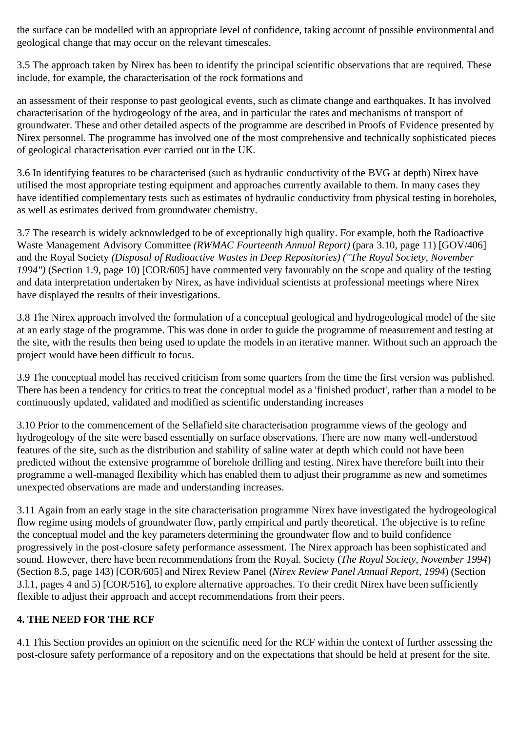the surface can be modelled with an appropriate level of confidence, taking account of possible environmental and geological change that may occur on the relevant timescales.

3.5 The approach taken by Nirex has been to identify the principal scientific observations that are required. These include, for example, the characterisation of the rock formations and

an assessment of their response to past geological events, such as climate change and earthquakes. It has involved characterisation of the hydrogeology of the area, and in particular the rates and mechanisms of transport of groundwater. These and other detailed aspects of the programme are described in Proofs of Evidence presented by Nirex personnel. The programme has involved one of the most comprehensive and technically sophisticated pieces of geological characterisation ever carried out in the UK.

3.6 In identifying features to be characterised (such as hydraulic conductivity of the BVG at depth) Nirex have utilised the most appropriate testing equipment and approaches currently available to them. In many cases they have identified complementary tests such as estimates of hydraulic conductivity from physical testing in boreholes, as well as estimates derived from groundwater chemistry.

3.7 The research is widely acknowledged to be of exceptionally high quality. For example, both the Radioactive Waste Management Advisory Committee *(RWMAC Fourteenth Annual Report)* (para 3.10, page 11) [GOV/406] and the Royal Society *(Disposal of Radioactive Wastes in Deep Repositories) ("The Royal Society, November 1994")* (Section 1.9, page 10) [COR/605] have commented very favourably on the scope and quality of the testing and data interpretation undertaken by Nirex, as have individual scientists at professional meetings where Nirex have displayed the results of their investigations.

3.8 The Nirex approach involved the formulation of a conceptual geological and hydrogeological model of the site at an early stage of the programme. This was done in order to guide the programme of measurement and testing at the site, with the results then being used to update the models in an iterative manner. Without such an approach the project would have been difficult to focus.

3.9 The conceptual model has received criticism from some quarters from the time the first version was published. There has been a tendency for critics to treat the conceptual model as a 'finished product', rather than a model to be continuously updated, validated and modified as scientific understanding increases

3.10 Prior to the commencement of the Sellafield site characterisation programme views of the geology and hydrogeology of the site were based essentially on surface observations. There are now many well-understood features of the site, such as the distribution and stability of saline water at depth which could not have been predicted without the extensive programme of borehole drilling and testing. Nirex have therefore built into their programme a well-managed flexibility which has enabled them to adjust their programme as new and sometimes unexpected observations are made and understanding increases.

3.11 Again from an early stage in the site characterisation programme Nirex have investigated the hydrogeological flow regime using models of groundwater flow, partly empirical and partly theoretical. The objective is to refine the conceptual model and the key parameters determining the groundwater flow and to build confidence progressively in the post-closure safety performance assessment. The Nirex approach has been sophisticated and sound. However, there have been recommendations from the Royal. Society (*The Royal Society, November 1994*) (Section 8.5, page 143) [COR/605] and Nirex Review Panel (*Nirex Review Panel Annual Report, 1994*) (Section 3.l.1, pages 4 and 5) [COR/516], to explore alternative approaches. To their credit Nirex have been sufficiently flexible to adjust their approach and accept recommendations from their peers.

**4. THE NEED FOR THE RCF**

4.1 This Section provides an opinion on the scientific need for the RCF within the context of further assessing the post-closure safety performance of a repository and on the expectations that should be held at present for the site.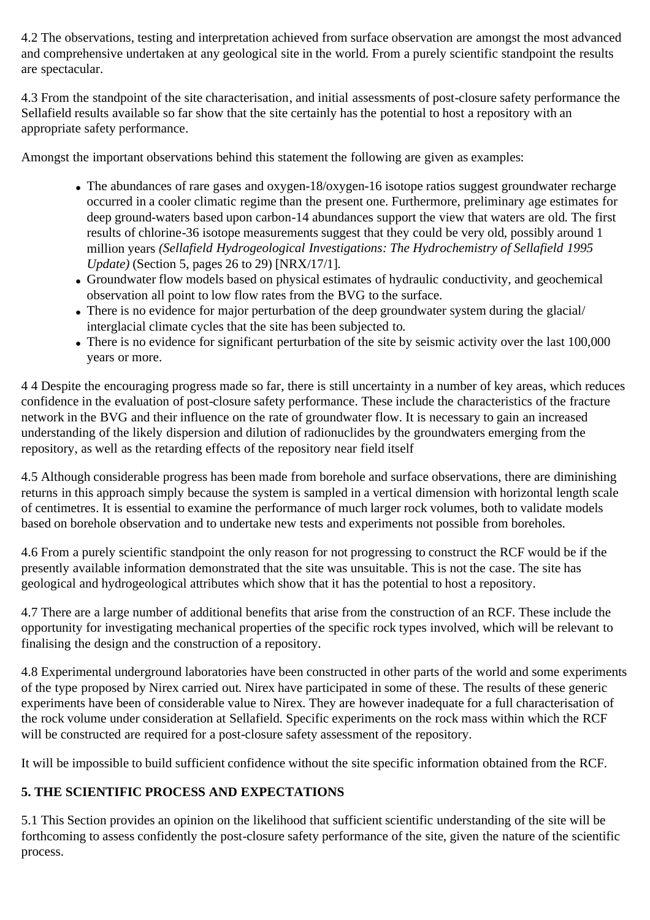4.2 The observations, testing and interpretation achieved from surface observation are amongst the most advanced and comprehensive undertaken at any geological site in the world. From a purely scientific standpoint the results are spectacular.

4.3 From the standpoint of the site characterisation, and initial assessments of post-closure safety performance the Sellafield results available so far show that the site certainly has the potential to host a repository with an appropriate safety performance.

Amongst the important observations behind this statement the following are given as examples:

- The abundances of rare gases and oxygen-18/oxygen-16 isotope ratios suggest groundwater recharge occurred in a cooler climatic regime than the present one. Furthermore, preliminary age estimates for deep ground-waters based upon carbon-14 abundances support the view that waters are old. The first results of chlorine-36 isotope measurements suggest that they could be very old, possibly around 1 million years *(Sellafield Hydrogeological Investigations: The Hydrochemistry of Sellafield 1995 Update)* (Section 5, pages 26 to 29) [NRX/17/1].
- Groundwater flow models based on physical estimates of hydraulic conductivity, and geochemical observation all point to low flow rates from the BVG to the surface.
- There is no evidence for major perturbation of the deep groundwater system during the glacial/ interglacial climate cycles that the site has been subjected to.
- There is no evidence for significant perturbation of the site by seismic activity over the last 100,000 years or more.

4 4 Despite the encouraging progress made so far, there is still uncertainty in a number of key areas, which reduces confidence in the evaluation of post-closure safety performance. These include the characteristics of the fracture network in the BVG and their influence on the rate of groundwater flow. It is necessary to gain an increased understanding of the likely dispersion and dilution of radionuclides by the groundwaters emerging from the repository, as well as the retarding effects of the repository near field itself

4.5 Although considerable progress has been made from borehole and surface observations, there are diminishing returns in this approach simply because the system is sampled in a vertical dimension with horizontal length scale of centimetres. It is essential to examine the performance of much larger rock volumes, both to validate models based on borehole observation and to undertake new tests and experiments not possible from boreholes.

4.6 From a purely scientific standpoint the only reason for not progressing to construct the RCF would be if the presently available information demonstrated that the site was unsuitable. This is not the case. The site has geological and hydrogeological attributes which show that it has the potential to host a repository.

4.7 There are a large number of additional benefits that arise from the construction of an RCF. These include the opportunity for investigating mechanical properties of the specific rock types involved, which will be relevant to finalising the design and the construction of a repository.

4.8 Experimental underground laboratories have been constructed in other parts of the world and some experiments of the type proposed by Nirex carried out. Nirex have participated in some of these. The results of these generic experiments have been of considerable value to Nirex. They are however inadequate for a full characterisation of the rock volume under consideration at Sellafield. Specific experiments on the rock mass within which the RCF will be constructed are required for a post-closure safety assessment of the repository.

It will be impossible to build sufficient confidence without the site specific information obtained from the RCF.

## 5. THE SCIENTIFIC PROCESS AND EXPECTATIONS

5.1 This Section provides an opinion on the likelihood that sufficient scientific understanding of the site will be forthcoming to assess confidently the post-closure safety performance of the site, given the nature of the scientific process.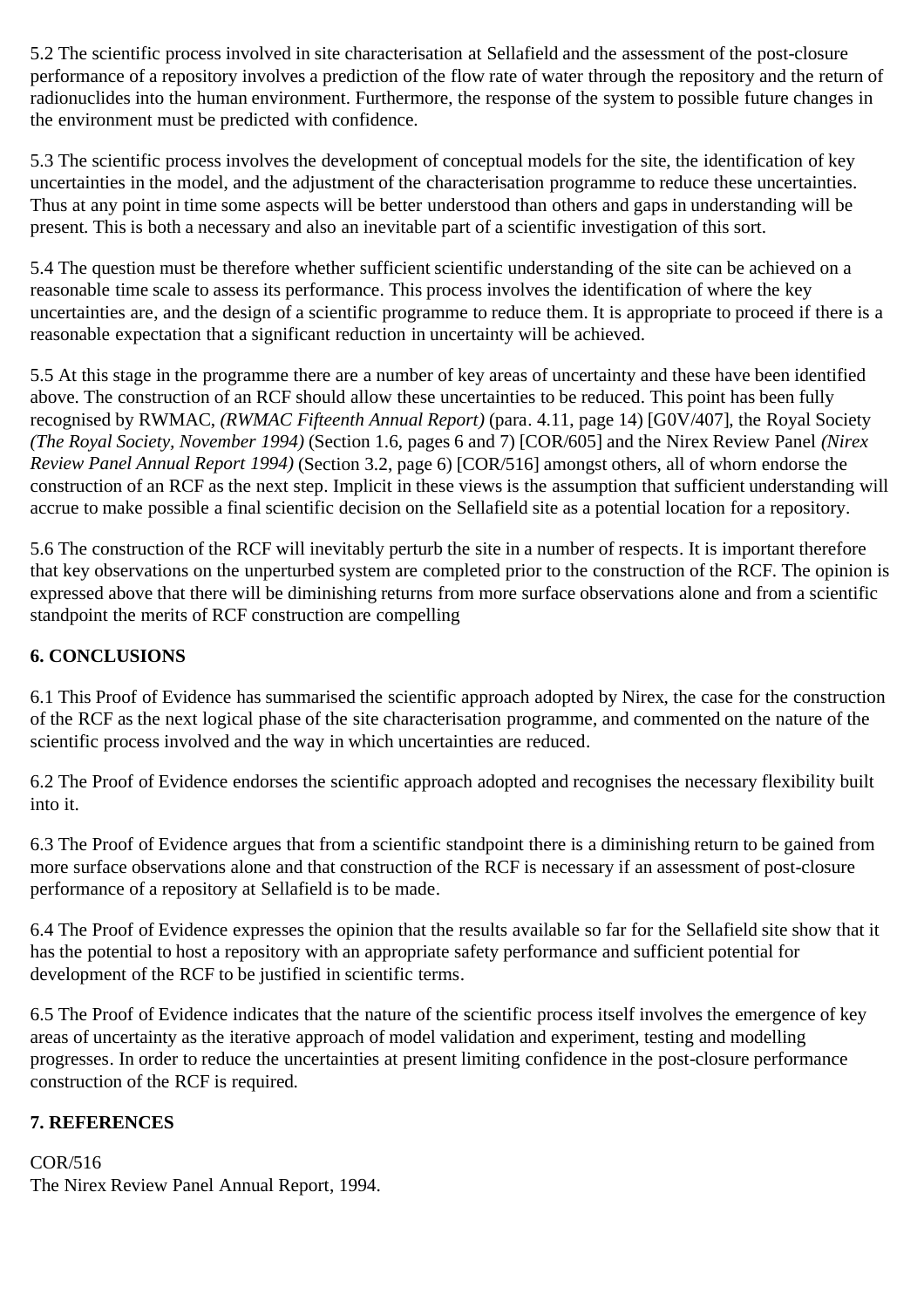5.2 The scientific process involved in site characterisation at Sellafield and the assessment of the post-closure performance of a repository involves a prediction of the flow rate of water through the repository and the return of radionuclides into the human environment. Furthermore, the response of the system to possible future changes in the environment must be predicted with confidence.

5.3 The scientific process involves the development of conceptual models for the site, the identification of key uncertainties in the model, and the adjustment of the characterisation programme to reduce these uncertainties. Thus at any point in time some aspects will be better understood than others and gaps in understanding will be present. This is both a necessary and also an inevitable part of a scientific investigation of this sort.

5.4 The question must be therefore whether sufficient scientific understanding of the site can be achieved on a reasonable time scale to assess its performance. This process involves the identification of where the key uncertainties are, and the design of a scientific programme to reduce them. It is appropriate to proceed if there is a reasonable expectation that a significant reduction in uncertainty will be achieved.

5.5 At this stage in the programme there are a number of key areas of uncertainty and these have been identified above. The construction of an RCF should allow these uncertainties to be reduced. This point has been fully recognised by RWMAC, *(RWMAC Fifteenth Annual Report)* (para. 4.11, page 14) [G0V/407], the Royal Society *(The Royal Society, November 1994)* (Section 1.6, pages 6 and 7) [COR/605] and the Nirex Review Panel *(Nirex Review Panel Annual Report 1994)* (Section 3.2, page 6) [COR/516] amongst others, all of whorn endorse the construction of an RCF as the next step. Implicit in these views is the assumption that sufficient understanding will accrue to make possible a final scientific decision on the Sellafield site as a potential location for a repository.

5.6 The construction of the RCF will inevitably perturb the site in a number of respects. It is important therefore that key observations on the unperturbed system are completed prior to the construction of the RCF. The opinion is expressed above that there will be diminishing returns from more surface observations alone and from a scientific standpoint the merits of RCF construction are compelling

**6. CONCLUSIONS**

6.1 This Proof of Evidence has summarised the scientific approach adopted by Nirex, the case for the construction of the RCF as the next logical phase of the site characterisation programme, and commented on the nature of the scientific process involved and the way in which uncertainties are reduced.

6.2 The Proof of Evidence endorses the scientific approach adopted and recognises the necessary flexibility built into it.

6.3 The Proof of Evidence argues that from a scientific standpoint there is a diminishing return to be gained from more surface observations alone and that construction of the RCF is necessary if an assessment of post-closure performance of a repository at Sellafield is to be made.

6.4 The Proof of Evidence expresses the opinion that the results available so far for the Sellafield site show that it has the potential to host a repository with an appropriate safety performance and sufficient potential for development of the RCF to be justified in scientific terms.

6.5 The Proof of Evidence indicates that the nature of the scientific process itself involves the emergence of key areas of uncertainty as the iterative approach of model validation and experiment, testing and modelling progresses. In order to reduce the uncertainties at present limiting confidence in the post-closure performance construction of the RCF is required.

**7. REFERENCES**

COR/516
The Nirex Review Panel Annual Report, 1994.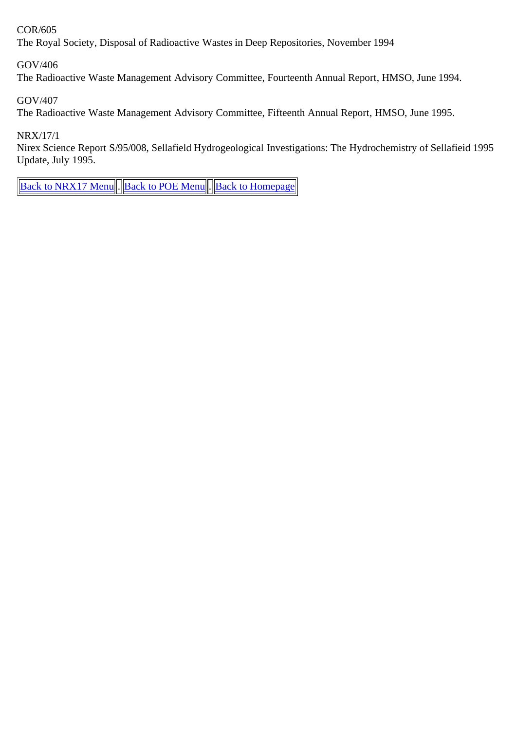COR/605
The Royal Society, Disposal of Radioactive Wastes in Deep Repositories, November 1994

GOV/406
The Radioactive Waste Management Advisory Committee, Fourteenth Annual Report, HMSO, June 1994.

GOV/407
The Radioactive Waste Management Advisory Committee, Fifteenth Annual Report, HMSO, June 1995.

NRX/17/1
Nirex Science Report S/95/008, Sellafield Hydrogeological Investigations: The Hydrochemistry of Sellafieid 1995 Update, July 1995.

| Back to NRX17 Menu | . | Back to POE Menu | . | Back to Homepage |
|---|---|---|---|---|